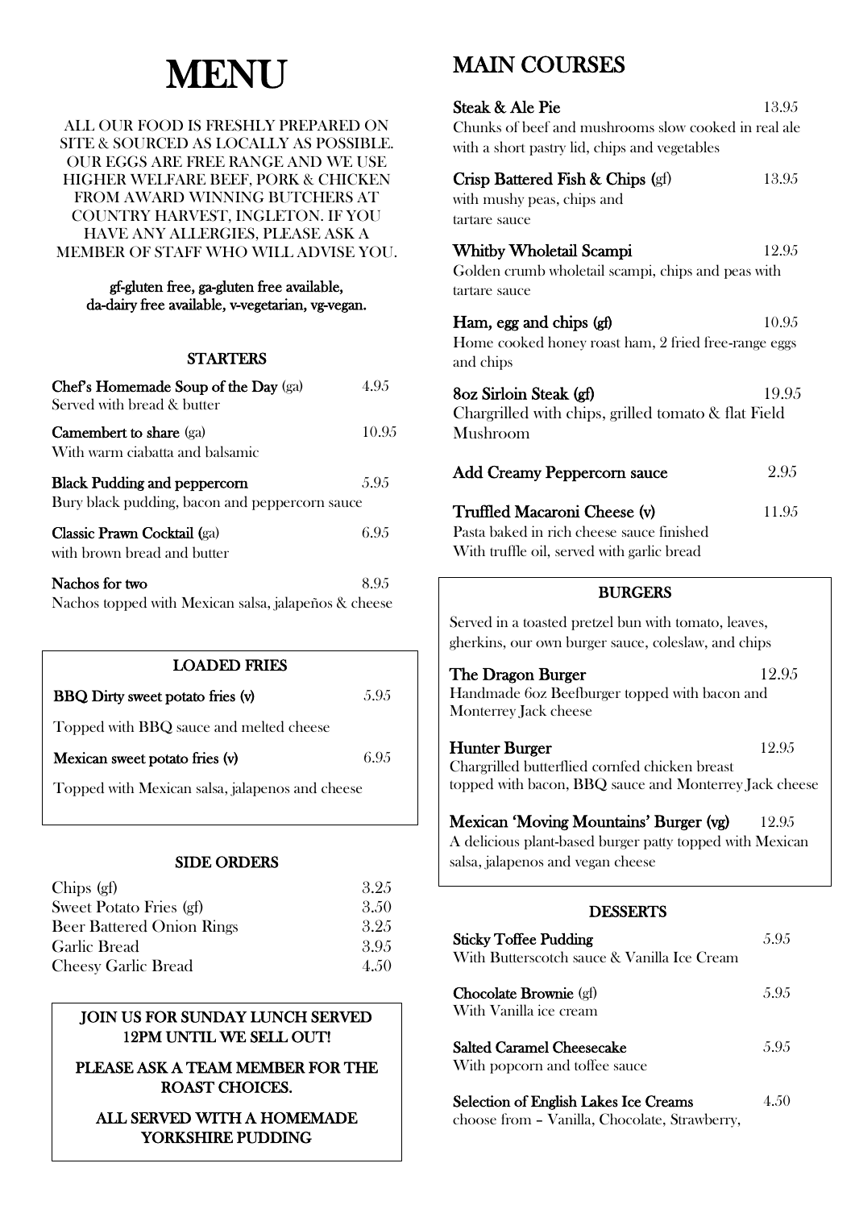# MENU

ALL OUR FOOD IS FRESHLY PREPARED ON SITE & SOURCED AS LOCALLY AS POSSIBLE. OUR EGGS ARE FREE RANGE AND WE USE HIGHER WELFARE BEEF, PORK & CHICKEN FROM AWARD WINNING BUTCHERS AT COUNTRY HARVEST, INGLETON. IF YOU HAVE ANY ALLERGIES, PLEASE ASK A MEMBER OF STAFF WHO WILL ADVISE YOU.

gf-gluten free, ga-gluten free available, da-dairy free available, v-vegetarian, vg-vegan.

## STARTERS

**Chef's Homemade Soup of the Day** (ga) — 4.95
Served with bread & butter

**Camembert to share** (ga) — 10.95
With warm ciabatta and balsamic

**Black Pudding and peppercorn** — 5.95
Bury black pudding, bacon and peppercorn sauce

**Classic Prawn Cocktail** (ga) — 6.95
with brown bread and butter

**Nachos for two** — 8.95
Nachos topped with Mexican salsa, jalapeños & cheese

## LOADED FRIES

**BBQ Dirty sweet potato fries (v)** — 5.95
Topped with BBQ sauce and melted cheese

**Mexican sweet potato fries (v)** — 6.95
Topped with Mexican salsa, jalapenos and cheese

## SIDE ORDERS

| Item | Price |
|---|---|
| Chips (gf) | 3.25 |
| Sweet Potato Fries (gf) | 3.50 |
| Beer Battered Onion Rings | 3.25 |
| Garlic Bread | 3.95 |
| Cheesy Garlic Bread | 4.50 |

**JOIN US FOR SUNDAY LUNCH SERVED 12PM UNTIL WE SELL OUT!**

**PLEASE ASK A TEAM MEMBER FOR THE ROAST CHOICES.**

**ALL SERVED WITH A HOMEMADE YORKSHIRE PUDDING**

# MAIN COURSES

**Steak & Ale Pie** — 13.95
Chunks of beef and mushrooms slow cooked in real ale with a short pastry lid, chips and vegetables

**Crisp Battered Fish & Chips** (gf) — 13.95
with mushy peas, chips and tartare sauce

**Whitby Wholetail Scampi** — 12.95
Golden crumb wholetail scampi, chips and peas with tartare sauce

**Ham, egg and chips (gf)** — 10.95
Home cooked honey roast ham, 2 fried free-range eggs and chips

**8oz Sirloin Steak (gf)** — 19.95
Chargrilled with chips, grilled tomato & flat Field Mushroom

**Add Creamy Peppercorn sauce** — 2.95

**Truffled Macaroni Cheese (v)** — 11.95
Pasta baked in rich cheese sauce finished With truffle oil, served with garlic bread

## BURGERS

Served in a toasted pretzel bun with tomato, leaves, gherkins, our own burger sauce, coleslaw, and chips

**The Dragon Burger** — 12.95
Handmade 6oz Beefburger topped with bacon and Monterrey Jack cheese

**Hunter Burger** — 12.95
Chargrilled butterflied cornfed chicken breast topped with bacon, BBQ sauce and Monterrey Jack cheese

**Mexican 'Moving Mountains' Burger (vg)** — 12.95
A delicious plant-based burger patty topped with Mexican salsa, jalapenos and vegan cheese

## DESSERTS

**Sticky Toffee Pudding** — 5.95
With Butterscotch sauce & Vanilla Ice Cream

**Chocolate Brownie** (gf) — 5.95
With Vanilla ice cream

**Salted Caramel Cheesecake** — 5.95
With popcorn and toffee sauce

**Selection of English Lakes Ice Creams** — 4.50
choose from – Vanilla, Chocolate, Strawberry,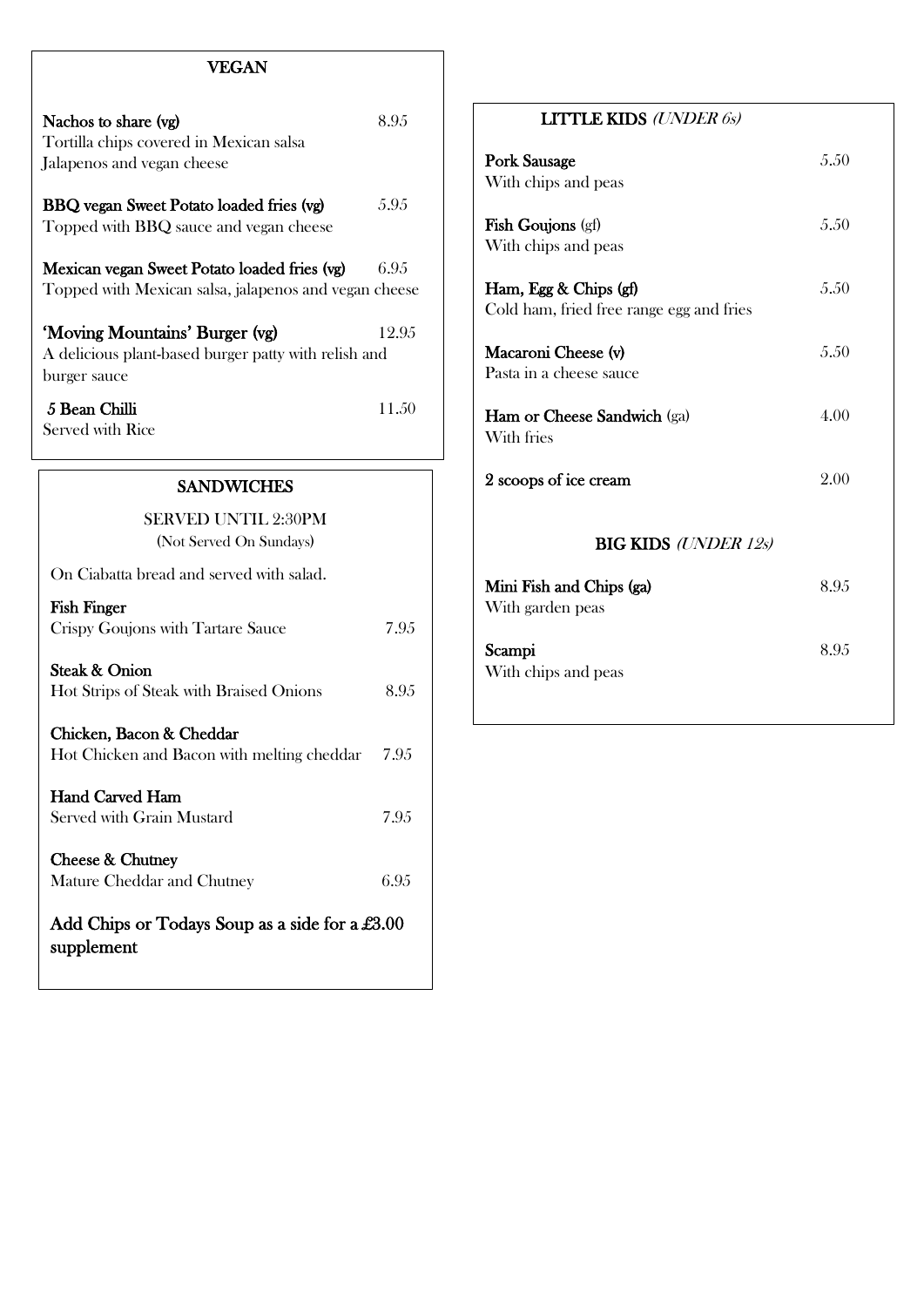## VEGAN

**Nachos to share (vg)** 8.95
Tortilla chips covered in Mexican salsa
Jalapenos and vegan cheese

**BBQ vegan Sweet Potato loaded fries (vg)** 5.95
Topped with BBQ sauce and vegan cheese

**Mexican vegan Sweet Potato loaded fries (vg)** 6.95
Topped with Mexican salsa, jalapenos and vegan cheese

**'Moving Mountains' Burger (vg)** 12.95
A delicious plant-based burger patty with relish and burger sauce

**5 Bean Chilli** 11.50
Served with Rice

## SANDWICHES

SERVED UNTIL 2:30PM
(Not Served On Sundays)

On Ciabatta bread and served with salad.

**Fish Finger**
Crispy Goujons with Tartare Sauce 7.95

**Steak & Onion**
Hot Strips of Steak with Braised Onions 8.95

**Chicken, Bacon & Cheddar**
Hot Chicken and Bacon with melting cheddar 7.95

**Hand Carved Ham**
Served with Grain Mustard 7.95

**Cheese & Chutney**
Mature Cheddar and Chutney 6.95

Add Chips or Todays Soup as a side for a £3.00 supplement

## LITTLE KIDS *(UNDER 6s)*

**Pork Sausage** 5.50
With chips and peas

**Fish Goujons** (gf) 5.50
With chips and peas

**Ham, Egg & Chips (gf)** 5.50
Cold ham, fried free range egg and fries

**Macaroni Cheese (v)** 5.50
Pasta in a cheese sauce

**Ham or Cheese Sandwich** (ga) 4.00
With fries

**2 scoops of ice cream** 2.00

## BIG KIDS *(UNDER 12s)*

**Mini Fish and Chips (ga)** 8.95
With garden peas

**Scampi** 8.95
With chips and peas